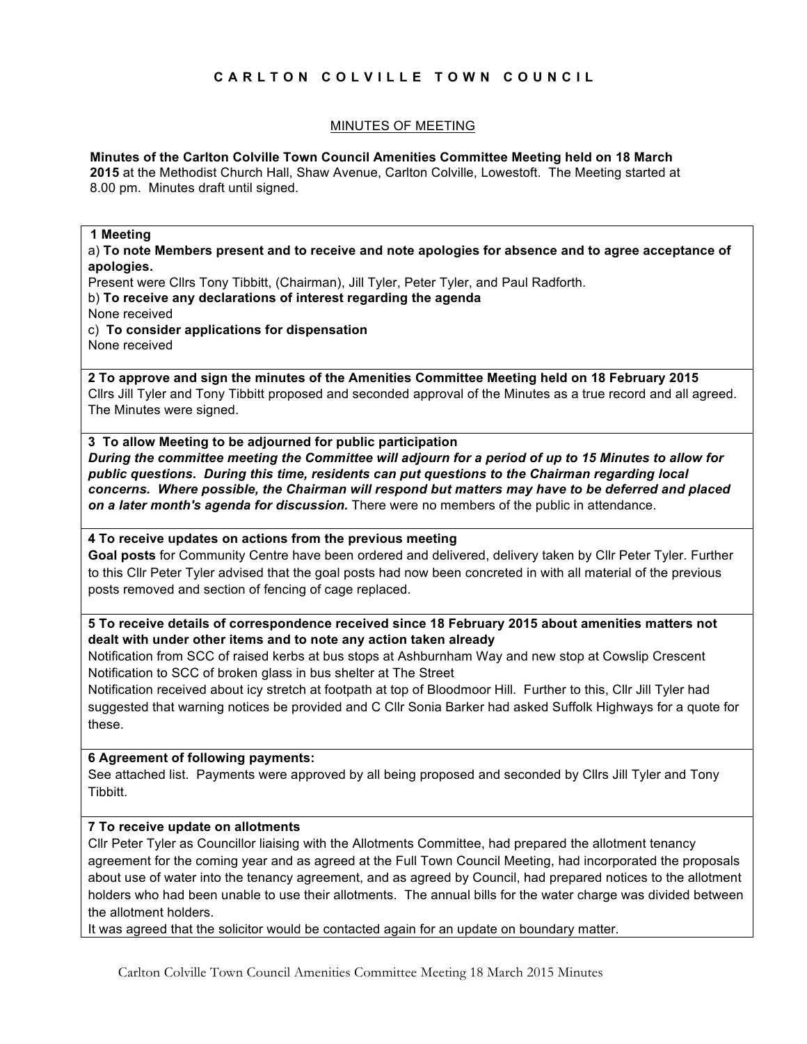# C A R L T O N   C O L V I L L E   T O W N   C O U N C I L

## MINUTES OF MEETING

**Minutes of the Carlton Colville Town Council Amenities Committee Meeting held on 18 March 2015** at the Methodist Church Hall, Shaw Avenue, Carlton Colville, Lowestoft. The Meeting started at 8.00 pm. Minutes draft until signed.

**1 Meeting**

a) **To note Members present and to receive and note apologies for absence and to agree acceptance of apologies.**

Present were Cllrs Tony Tibbitt, (Chairman), Jill Tyler, Peter Tyler, and Paul Radforth.

b) **To receive any declarations of interest regarding the agenda**

None received

c) **To consider applications for dispensation**

None received

**2 To approve and sign the minutes of the Amenities Committee Meeting held on 18 February 2015**

Cllrs Jill Tyler and Tony Tibbitt proposed and seconded approval of the Minutes as a true record and all agreed. The Minutes were signed.

**3 To allow Meeting to be adjourned for public participation**

***During the committee meeting the Committee will adjourn for a period of up to 15 Minutes to allow for public questions. During this time, residents can put questions to the Chairman regarding local concerns. Where possible, the Chairman will respond but matters may have to be deferred and placed on a later month's agenda for discussion.*** There were no members of the public in attendance.

**4 To receive updates on actions from the previous meeting**

**Goal posts** for Community Centre have been ordered and delivered, delivery taken by Cllr Peter Tyler. Further to this Cllr Peter Tyler advised that the goal posts had now been concreted in with all material of the previous posts removed and section of fencing of cage replaced.

**5 To receive details of correspondence received since 18 February 2015 about amenities matters not dealt with under other items and to note any action taken already**

Notification from SCC of raised kerbs at bus stops at Ashburnham Way and new stop at Cowslip Crescent

Notification to SCC of broken glass in bus shelter at The Street

Notification received about icy stretch at footpath at top of Bloodmoor Hill. Further to this, Cllr Jill Tyler had suggested that warning notices be provided and C Cllr Sonia Barker had asked Suffolk Highways for a quote for these.

**6 Agreement of following payments:**

See attached list. Payments were approved by all being proposed and seconded by Cllrs Jill Tyler and Tony Tibbitt.

**7 To receive update on allotments**

Cllr Peter Tyler as Councillor liaising with the Allotments Committee, had prepared the allotment tenancy agreement for the coming year and as agreed at the Full Town Council Meeting, had incorporated the proposals about use of water into the tenancy agreement, and as agreed by Council, had prepared notices to the allotment holders who had been unable to use their allotments. The annual bills for the water charge was divided between the allotment holders.

It was agreed that the solicitor would be contacted again for an update on boundary matter.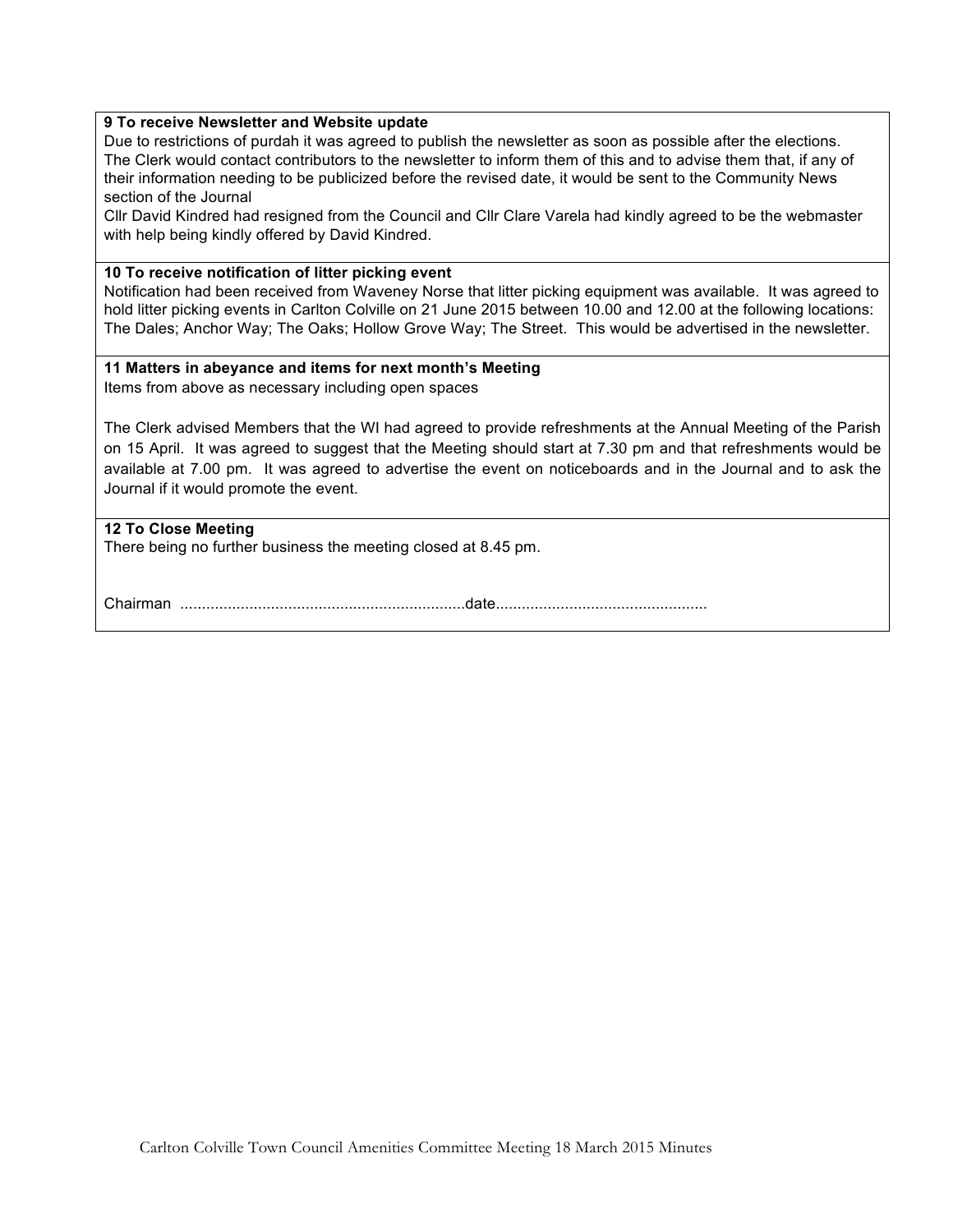**9 To receive Newsletter and Website update**

Due to restrictions of purdah it was agreed to publish the newsletter as soon as possible after the elections. The Clerk would contact contributors to the newsletter to inform them of this and to advise them that, if any of their information needing to be publicized before the revised date, it would be sent to the Community News section of the Journal

Cllr David Kindred had resigned from the Council and Cllr Clare Varela had kindly agreed to be the webmaster with help being kindly offered by David Kindred.

**10 To receive notification of litter picking event**

Notification had been received from Waveney Norse that litter picking equipment was available. It was agreed to hold litter picking events in Carlton Colville on 21 June 2015 between 10.00 and 12.00 at the following locations: The Dales; Anchor Way; The Oaks; Hollow Grove Way; The Street. This would be advertised in the newsletter.

**11 Matters in abeyance and items for next month's Meeting**

Items from above as necessary including open spaces

The Clerk advised Members that the WI had agreed to provide refreshments at the Annual Meeting of the Parish on 15 April. It was agreed to suggest that the Meeting should start at 7.30 pm and that refreshments would be available at 7.00 pm. It was agreed to advertise the event on noticeboards and in the Journal and to ask the Journal if it would promote the event.

**12 To Close Meeting**

There being no further business the meeting closed at 8.45 pm.

Chairman .................................................................date................................................